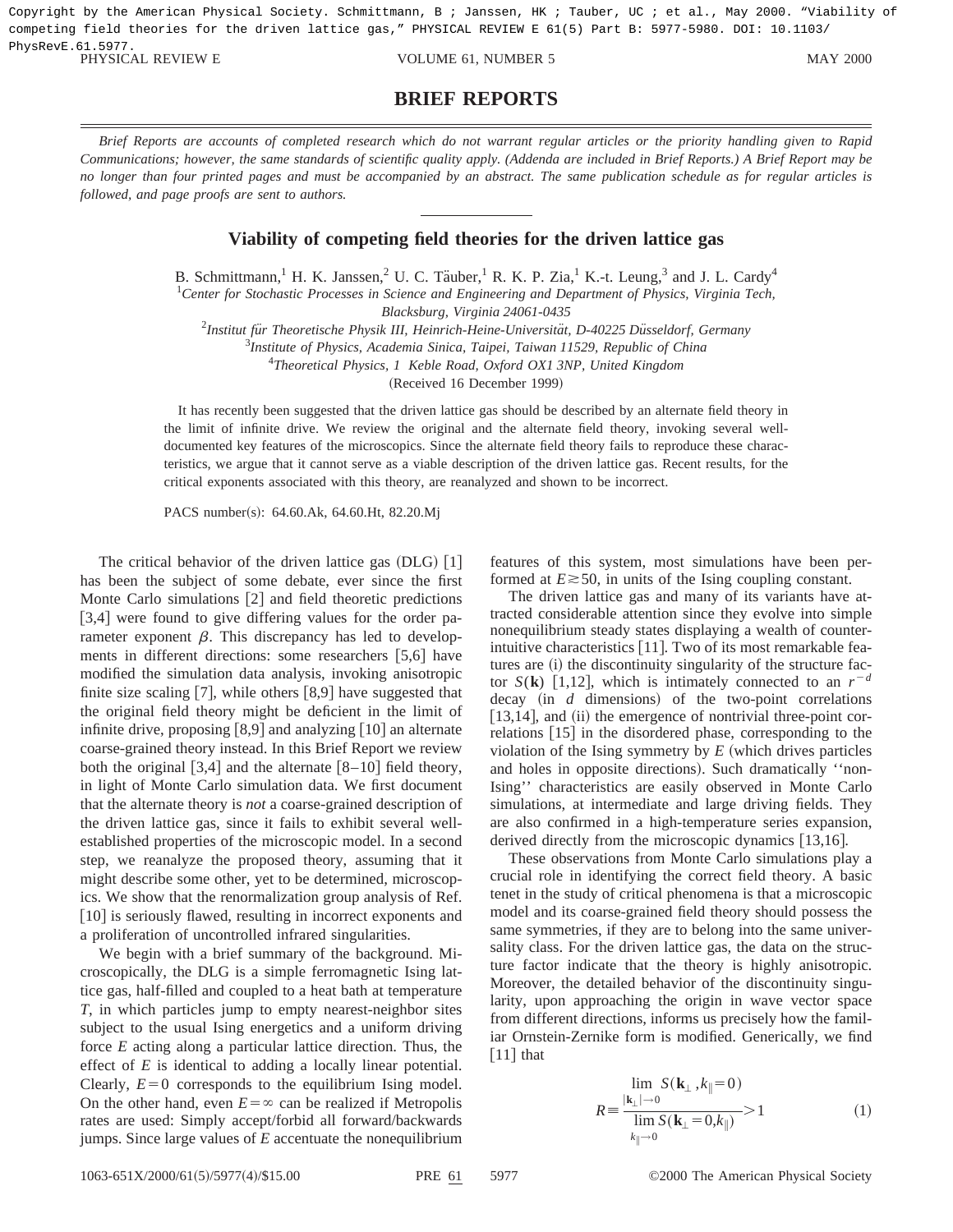Copyright by the American Physical Society. Schmittmann, B ; Janssen, HK ; Tauber, UC ; et al., May 2000. "Viability of competing field theories for the driven lattice gas," PHYSICAL REVIEW E 61(5) Part B: 5977-5980. DOI: 10.1103/PhysRevE.61.5977.

## BRIEF REPORTS

*Brief Reports are accounts of completed research which do not warrant regular articles or the priority handling given to Rapid Communications; however, the same standards of scientific quality apply. (Addenda are included in Brief Reports.) A Brief Report may be no longer than four printed pages and must be accompanied by an abstract. The same publication schedule as for regular articles is followed, and page proofs are sent to authors.*

# Viability of competing field theories for the driven lattice gas

B. Schmittmann,[1] H. K. Janssen,[2] U. C. Täuber,[1] R. K. P. Zia,[1] K.-t. Leung,[3] and J. L. Cardy[4]

[1]*Center for Stochastic Processes in Science and Engineering and Department of Physics, Virginia Tech, Blacksburg, Virginia 24061-0435*

[2]*Institut für Theoretische Physik III, Heinrich-Heine-Universität, D-40225 Düsseldorf, Germany*

[3]*Institute of Physics, Academia Sinica, Taipei, Taiwan 11529, Republic of China*

[4]*Theoretical Physics, 1 Keble Road, Oxford OX1 3NP, United Kingdom*

(Received 16 December 1999)

It has recently been suggested that the driven lattice gas should be described by an alternate field theory in the limit of infinite drive. We review the original and the alternate field theory, invoking several well-documented key features of the microscopics. Since the alternate field theory fails to reproduce these characteristics, we argue that it cannot serve as a viable description of the driven lattice gas. Recent results, for the critical exponents associated with this theory, are reanalyzed and shown to be incorrect.

PACS number(s): 64.60.Ak, 64.60.Ht, 82.20.Mj

The critical behavior of the driven lattice gas (DLG) [1] has been the subject of some debate, ever since the first Monte Carlo simulations [2] and field theoretic predictions [3,4] were found to give differing values for the order parameter exponent $\beta$. This discrepancy has led to developments in different directions: some researchers [5,6] have modified the simulation data analysis, invoking anisotropic finite size scaling [7], while others [8,9] have suggested that the original field theory might be deficient in the limit of infinite drive, proposing [8,9] and analyzing [10] an alternate coarse-grained theory instead. In this Brief Report we review both the original [3,4] and the alternate [8–10] field theory, in light of Monte Carlo simulation data. We first document that the alternate theory is *not* a coarse-grained description of the driven lattice gas, since it fails to exhibit several well-established properties of the microscopic model. In a second step, we reanalyze the proposed theory, assuming that it might describe some other, yet to be determined, microscopics. We show that the renormalization group analysis of Ref. [10] is seriously flawed, resulting in incorrect exponents and a proliferation of uncontrolled infrared singularities.

We begin with a brief summary of the background. Microscopically, the DLG is a simple ferromagnetic Ising lattice gas, half-filled and coupled to a heat bath at temperature $T$, in which particles jump to empty nearest-neighbor sites subject to the usual Ising energetics and a uniform driving force $E$ acting along a particular lattice direction. Thus, the effect of $E$ is identical to adding a locally linear potential. Clearly, $E=0$ corresponds to the equilibrium Ising model. On the other hand, even $E=\infty$ can be realized if Metropolis rates are used: Simply accept/forbid all forward/backwards jumps. Since large values of $E$ accentuate the nonequilibrium features of this system, most simulations have been performed at $E\gtrsim 50$, in units of the Ising coupling constant.

The driven lattice gas and many of its variants have attracted considerable attention since they evolve into simple nonequilibrium steady states displaying a wealth of counterintuitive characteristics [11]. Two of its most remarkable features are (i) the discontinuity singularity of the structure factor $S(\mathbf{k})$ [1,12], which is intimately connected to an $r^{-d}$ decay (in $d$ dimensions) of the two-point correlations [13,14], and (ii) the emergence of nontrivial three-point correlations [15] in the disordered phase, corresponding to the violation of the Ising symmetry by $E$ (which drives particles and holes in opposite directions). Such dramatically "non-Ising" characteristics are easily observed in Monte Carlo simulations, at intermediate and large driving fields. They are also confirmed in a high-temperature series expansion, derived directly from the microscopic dynamics [13,16].

These observations from Monte Carlo simulations play a crucial role in identifying the correct field theory. A basic tenet in the study of critical phenomena is that a microscopic model and its coarse-grained field theory should possess the same symmetries, if they are to belong into the same universality class. For the driven lattice gas, the data on the structure factor indicate that the theory is highly anisotropic. Moreover, the detailed behavior of the discontinuity singularity, upon approaching the origin in wave vector space from different directions, informs us precisely how the familiar Ornstein-Zernike form is modified. Generically, we find [11] that

$$R \equiv \frac{\lim\limits_{|\mathbf{k}_\perp|\to 0} S(\mathbf{k}_\perp, k_\parallel = 0)}{\lim\limits_{k_\parallel \to 0} S(\mathbf{k}_\perp = 0, k_\parallel)} > 1 \tag{1}$$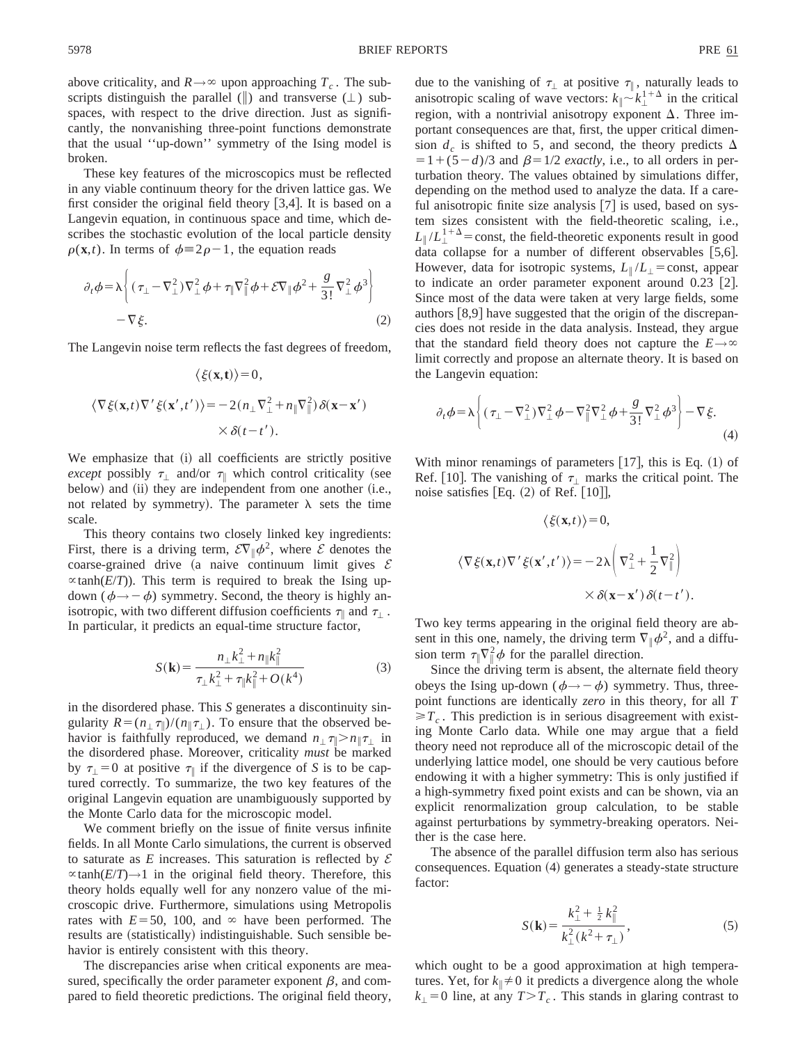above criticality, and $R \to \infty$ upon approaching $T_c$. The subscripts distinguish the parallel ($\|$) and transverse ($\perp$) subspaces, with respect to the drive direction. Just as significantly, the nonvanishing three-point functions demonstrate that the usual "up-down" symmetry of the Ising model is broken.

These key features of the microscopics must be reflected in any viable continuum theory for the driven lattice gas. We first consider the original field theory [3,4]. It is based on a Langevin equation, in continuous space and time, which describes the stochastic evolution of the local particle density $\rho(\mathbf{x},t)$. In terms of $\phi \equiv 2\rho - 1$, the equation reads

$$\partial_t \phi = \lambda \left\{ (\tau_\perp - \nabla_\perp^2) \nabla_\perp^2 \phi + \tau_\| \nabla_\|^2 \phi + \mathcal{E} \nabla_\| \phi^2 + \frac{g}{3!} \nabla_\perp^2 \phi^3 \right\} - \nabla \xi. \tag{2}$$

The Langevin noise term reflects the fast degrees of freedom,

$$\langle \xi(\mathbf{x},\mathbf{t}) \rangle = 0,$$

$$\langle \nabla \xi(\mathbf{x},t) \nabla' \xi(\mathbf{x}',t') \rangle = -2(n_\perp \nabla_\perp^2 + n_\| \nabla_\|^2) \delta(\mathbf{x}-\mathbf{x}') \times \delta(t-t').$$

We emphasize that (i) all coefficients are strictly positive *except* possibly $\tau_\perp$ and/or $\tau_\|$ which control criticality (see below) and (ii) they are independent from one another (i.e., not related by symmetry). The parameter $\lambda$ sets the time scale.

This theory contains two closely linked key ingredients: First, there is a driving term, $\mathcal{E}\nabla_\| \phi^2$, where $\mathcal{E}$ denotes the coarse-grained drive (a naive continuum limit gives $\mathcal{E} \propto \tanh(E/T)$). This term is required to break the Ising up-down ($\phi \to -\phi$) symmetry. Second, the theory is highly anisotropic, with two different diffusion coefficients $\tau_\|$ and $\tau_\perp$. In particular, it predicts an equal-time structure factor,

$$S(\mathbf{k}) = \frac{n_\perp k_\perp^2 + n_\| k_\|^2}{\tau_\perp k_\perp^2 + \tau_\| k_\|^2 + O(k^4)} \tag{3}$$

in the disordered phase. This $S$ generates a discontinuity singularity $R = (n_\perp \tau_\|)/(n_\| \tau_\perp)$. To ensure that the observed behavior is faithfully reproduced, we demand $n_\perp \tau_\| > n_\| \tau_\perp$ in the disordered phase. Moreover, criticality *must* be marked by $\tau_\perp = 0$ at positive $\tau_\|$ if the divergence of $S$ is to be captured correctly. To summarize, the two key features of the original Langevin equation are unambiguously supported by the Monte Carlo data for the microscopic model.

We comment briefly on the issue of finite versus infinite fields. In all Monte Carlo simulations, the current is observed to saturate as $E$ increases. This saturation is reflected by $\mathcal{E} \propto \tanh(E/T) \to 1$ in the original field theory. Therefore, this theory holds equally well for any nonzero value of the microscopic drive. Furthermore, simulations using Metropolis rates with $E=50$, 100, and $\infty$ have been performed. The results are (statistically) indistinguishable. Such sensible behavior is entirely consistent with this theory.

The discrepancies arise when critical exponents are measured, specifically the order parameter exponent $\beta$, and compared to field theoretic predictions. The original field theory, due to the vanishing of $\tau_\perp$ at positive $\tau_\|$, naturally leads to anisotropic scaling of wave vectors: $k_\| \sim k_\perp^{1+\Delta}$ in the critical region, with a nontrivial anisotropy exponent $\Delta$. Three important consequences are that, first, the upper critical dimension $d_c$ is shifted to 5, and second, the theory predicts $\Delta = 1 + (5-d)/3$ and $\beta = 1/2$ *exactly*, i.e., to all orders in perturbation theory. The values obtained by simulations differ, depending on the method used to analyze the data. If a careful anisotropic finite size analysis [7] is used, based on system sizes consistent with the field-theoretic scaling, i.e., $L_\| / L_\perp^{1+\Delta} = \text{const}$, the field-theoretic exponents result in good data collapse for a number of different observables [5,6]. However, data for isotropic systems, $L_\| / L_\perp = \text{const}$, appear to indicate an order parameter exponent around 0.23 [2]. Since most of the data were taken at very large fields, some authors [8,9] have suggested that the origin of the discrepancies does not reside in the data analysis. Instead, they argue that the standard field theory does not capture the $E \to \infty$ limit correctly and propose an alternate theory. It is based on the Langevin equation:

$$\partial_t \phi = \lambda \left\{ (\tau_\perp - \nabla_\perp^2) \nabla_\perp^2 \phi - \nabla_\|^2 \nabla_\perp^2 \phi + \frac{g}{3!} \nabla_\perp^2 \phi^3 \right\} - \nabla \xi. \tag{4}$$

With minor renamings of parameters [17], this is Eq. (1) of Ref. [10]. The vanishing of $\tau_\perp$ marks the critical point. The noise satisfies [Eq. (2) of Ref. [10]],

$$\langle \xi(\mathbf{x},t) \rangle = 0,$$

$$\langle \nabla \xi(\mathbf{x},t) \nabla' \xi(\mathbf{x}',t') \rangle = -2\lambda \left( \nabla_\perp^2 + \frac{1}{2} \nabla_\|^2 \right) \times \delta(\mathbf{x}-\mathbf{x}') \delta(t-t').$$

Two key terms appearing in the original field theory are absent in this one, namely, the driving term $\nabla_\| \phi^2$, and a diffusion term $\tau_\| \nabla_\|^2 \phi$ for the parallel direction.

Since the driving term is absent, the alternate field theory obeys the Ising up-down ($\phi \to -\phi$) symmetry. Thus, three-point functions are identically *zero* in this theory, for all $T \geq T_c$. This prediction is in serious disagreement with existing Monte Carlo data. While one may argue that a field theory need not reproduce all of the microscopic detail of the underlying lattice model, one should be very cautious before endowing it with a higher symmetry: This is only justified if a high-symmetry fixed point exists and can be shown, via an explicit renormalization group calculation, to be stable against perturbations by symmetry-breaking operators. Neither is the case here.

The absence of the parallel diffusion term also has serious consequences. Equation (4) generates a steady-state structure factor:

$$S(\mathbf{k}) = \frac{k_\perp^2 + \frac{1}{2} k_\|^2}{k_\perp^2 (k^2 + \tau_\perp)}, \tag{5}$$

which ought to be a good approximation at high temperatures. Yet, for $k_\| \neq 0$ it predicts a divergence along the whole $k_\perp = 0$ line, at any $T > T_c$. This stands in glaring contrast to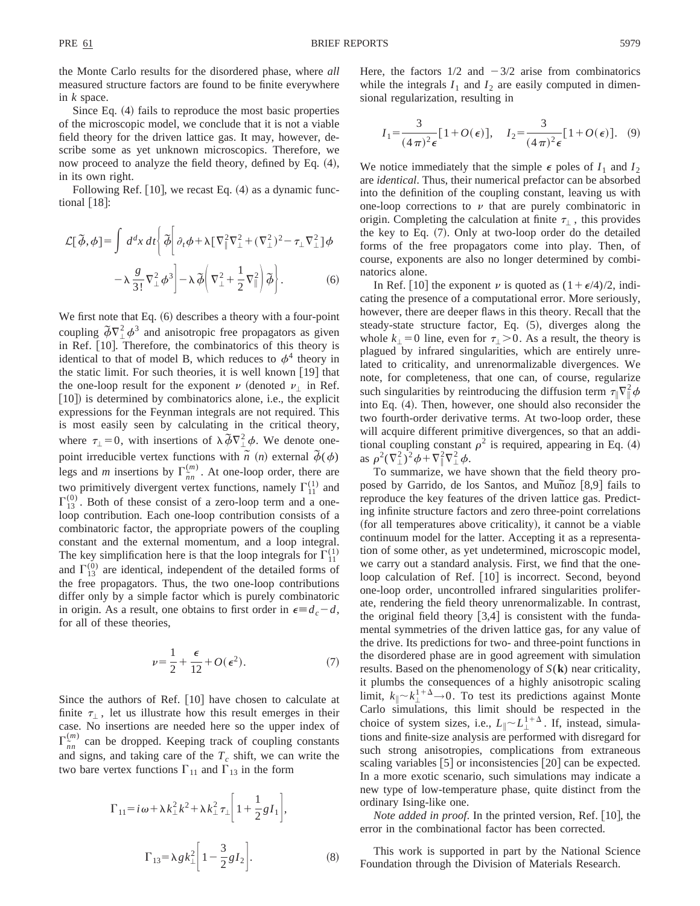the Monte Carlo results for the disordered phase, where *all* measured structure factors are found to be finite everywhere in $k$ space.

Since Eq. (4) fails to reproduce the most basic properties of the microscopic model, we conclude that it is not a viable field theory for the driven lattice gas. It may, however, describe some as yet unknown microscopics. Therefore, we now proceed to analyze the field theory, defined by Eq. (4), in its own right.

Following Ref. [10], we recast Eq. (4) as a dynamic functional [18]:

$$\mathcal{L}[\tilde{\phi},\phi]=\int d^dx\,dt\Big\{\tilde{\phi}\Big[\partial_t\phi+\lambda[\nabla_\parallel^2\nabla_\perp^2+(\nabla_\perp^2)^2-\tau_\perp\nabla_\perp^2]\phi-\lambda\frac{g}{3!}\nabla_\perp^2\phi^3\Big]-\lambda\tilde{\phi}\Big(\nabla_\perp^2+\frac{1}{2}\nabla_\parallel^2\Big)\tilde{\phi}\Big\}. \tag{6}$$

We first note that Eq. (6) describes a theory with a four-point coupling $\tilde{\phi}\nabla_\perp^2\phi^3$ and anisotropic free propagators as given in Ref. [10]. Therefore, the combinatorics of this theory is identical to that of model B, which reduces to $\phi^4$ theory in the static limit. For such theories, it is well known [19] that the one-loop result for the exponent $\nu$ (denoted $\nu_\perp$ in Ref. [10]) is determined by combinatorics alone, i.e., the explicit expressions for the Feynman integrals are not required. This is most easily seen by calculating in the critical theory, where $\tau_\perp=0$, with insertions of $\lambda\tilde{\phi}\nabla_\perp^2\phi$. We denote one-point irreducible vertex functions with $\tilde{n}$ ($n$) external $\tilde{\phi}(\phi)$ legs and $m$ insertions by $\Gamma_{\tilde{n}n}^{(m)}$. At one-loop order, there are two primitively divergent vertex functions, namely $\Gamma_{11}^{(1)}$ and $\Gamma_{13}^{(0)}$. Both of these consist of a zero-loop term and a one-loop contribution. Each one-loop contribution consists of a combinatoric factor, the appropriate powers of the coupling constant and the external momentum, and a loop integral. The key simplification here is that the loop integrals for $\Gamma_{11}^{(1)}$ and $\Gamma_{13}^{(0)}$ are identical, independent of the detailed forms of the free propagators. Thus, the two one-loop contributions differ only by a simple factor which is purely combinatoric in origin. As a result, one obtains to first order in $\epsilon\equiv d_c-d$, for all of these theories,

$$\nu=\frac{1}{2}+\frac{\epsilon}{12}+O(\epsilon^2). \tag{7}$$

Since the authors of Ref. [10] have chosen to calculate at finite $\tau_\perp$, let us illustrate how this result emerges in their case. No insertions are needed here so the upper index of $\Gamma_{\tilde{n}n}^{(m)}$ can be dropped. Keeping track of coupling constants and signs, and taking care of the $T_c$ shift, we can write the two bare vertex functions $\Gamma_{11}$ and $\Gamma_{13}$ in the form

$$\Gamma_{11}=i\omega+\lambda k_\perp^2k^2+\lambda k_\perp^2\tau_\perp\Big[1+\frac{1}{2}gI_1\Big],$$

$$\Gamma_{13}=\lambda gk_\perp^2\Big[1-\frac{3}{2}gI_2\Big]. \tag{8}$$

Here, the factors 1/2 and $-3/2$ arise from combinatorics while the integrals $I_1$ and $I_2$ are easily computed in dimensional regularization, resulting in

$$I_1=\frac{3}{(4\pi)^2\epsilon}[1+O(\epsilon)],\quad I_2=\frac{3}{(4\pi)^2\epsilon}[1+O(\epsilon)]. \tag{9}$$

We notice immediately that the simple $\epsilon$ poles of $I_1$ and $I_2$ are *identical*. Thus, their numerical prefactor can be absorbed into the definition of the coupling constant, leaving us with one-loop corrections to $\nu$ that are purely combinatoric in origin. Completing the calculation at finite $\tau_\perp$, this provides the key to Eq. (7). Only at two-loop order do the detailed forms of the free propagators come into play. Then, of course, exponents are also no longer determined by combinatorics alone.

In Ref. [10] the exponent $\nu$ is quoted as $(1+\epsilon/4)/2$, indicating the presence of a computational error. More seriously, however, there are deeper flaws in this theory. Recall that the steady-state structure factor, Eq. (5), diverges along the whole $k_\perp=0$ line, even for $\tau_\perp>0$. As a result, the theory is plagued by infrared singularities, which are entirely unrelated to criticality, and unrenormalizable divergences. We note, for completeness, that one can, of course, regularize such singularities by reintroducing the diffusion term $\tau_\parallel\nabla_\parallel^2\phi$ into Eq. (4). Then, however, one should also reconsider the two fourth-order derivative terms. At two-loop order, these will acquire different primitive divergences, so that an additional coupling constant $\rho^2$ is required, appearing in Eq. (4) as $\rho^2(\nabla_\perp^2)^2\phi+\nabla_\parallel^2\nabla_\perp^2\phi$.

To summarize, we have shown that the field theory proposed by Garrido, de los Santos, and Muñoz [8,9] fails to reproduce the key features of the driven lattice gas. Predicting infinite structure factors and zero three-point correlations (for all temperatures above criticality), it cannot be a viable continuum model for the latter. Accepting it as a representation of some other, as yet undetermined, microscopic model, we carry out a standard analysis. First, we find that the one-loop calculation of Ref. [10] is incorrect. Second, beyond one-loop order, uncontrolled infrared singularities proliferate, rendering the field theory unrenormalizable. In contrast, the original field theory [3,4] is consistent with the fundamental symmetries of the driven lattice gas, for any value of the drive. Its predictions for two- and three-point functions in the disordered phase are in good agreement with simulation results. Based on the phenomenology of $S(\mathbf{k})$ near criticality, it plumbs the consequences of a highly anisotropic scaling limit, $k_\parallel\sim k_\perp^{1+\Delta}\to 0$. To test its predictions against Monte Carlo simulations, this limit should be respected in the choice of system sizes, i.e., $L_\parallel\sim L_\perp^{1+\Delta}$. If, instead, simulations and finite-size analysis are performed with disregard for such strong anisotropies, complications from extraneous scaling variables [5] or inconsistencies [20] can be expected. In a more exotic scenario, such simulations may indicate a new type of low-temperature phase, quite distinct from the ordinary Ising-like one.

*Note added in proof.* In the printed version, Ref. [10], the error in the combinational factor has been corrected.

This work is supported in part by the National Science Foundation through the Division of Materials Research.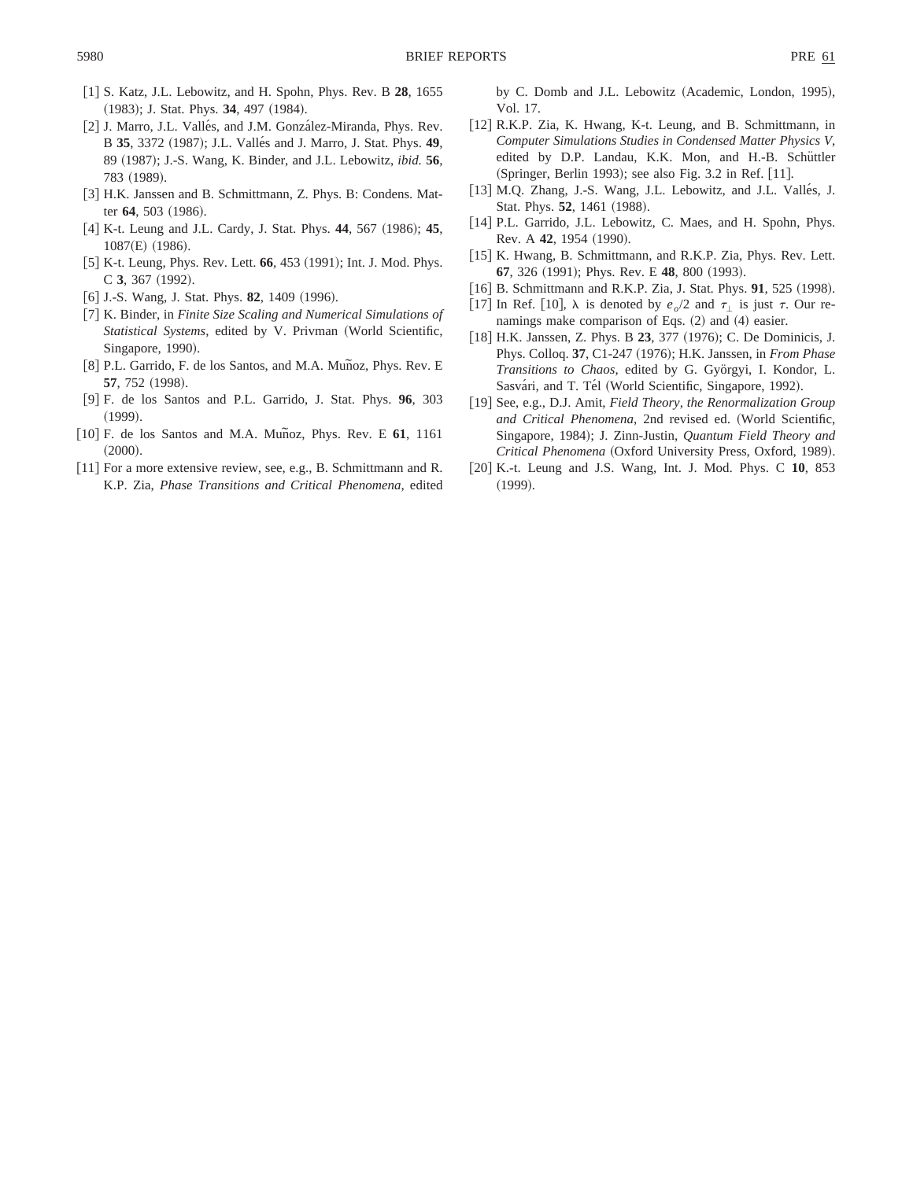[1] S. Katz, J.L. Lebowitz, and H. Spohn, Phys. Rev. B **28**, 1655 (1983); J. Stat. Phys. **34**, 497 (1984).

[2] J. Marro, J.L. Vallés, and J.M. González-Miranda, Phys. Rev. B **35**, 3372 (1987); J.L. Vallés and J. Marro, J. Stat. Phys. **49**, 89 (1987); J.-S. Wang, K. Binder, and J.L. Lebowitz, *ibid.* **56**, 783 (1989).

[3] H.K. Janssen and B. Schmittmann, Z. Phys. B: Condens. Matter **64**, 503 (1986).

[4] K-t. Leung and J.L. Cardy, J. Stat. Phys. **44**, 567 (1986); **45**, 1087(E) (1986).

[5] K-t. Leung, Phys. Rev. Lett. **66**, 453 (1991); Int. J. Mod. Phys. C **3**, 367 (1992).

[6] J.-S. Wang, J. Stat. Phys. **82**, 1409 (1996).

[7] K. Binder, in *Finite Size Scaling and Numerical Simulations of Statistical Systems*, edited by V. Privman (World Scientific, Singapore, 1990).

[8] P.L. Garrido, F. de los Santos, and M.A. Muñoz, Phys. Rev. E **57**, 752 (1998).

[9] F. de los Santos and P.L. Garrido, J. Stat. Phys. **96**, 303 (1999).

[10] F. de los Santos and M.A. Muñoz, Phys. Rev. E **61**, 1161 (2000).

[11] For a more extensive review, see, e.g., B. Schmittmann and R. K.P. Zia, *Phase Transitions and Critical Phenomena*, edited by C. Domb and J.L. Lebowitz (Academic, London, 1995), Vol. 17.

[12] R.K.P. Zia, K. Hwang, K-t. Leung, and B. Schmittmann, in *Computer Simulations Studies in Condensed Matter Physics V*, edited by D.P. Landau, K.K. Mon, and H.-B. Schüttler (Springer, Berlin 1993); see also Fig. 3.2 in Ref. [11].

[13] M.Q. Zhang, J.-S. Wang, J.L. Lebowitz, and J.L. Vallés, J. Stat. Phys. **52**, 1461 (1988).

[14] P.L. Garrido, J.L. Lebowitz, C. Maes, and H. Spohn, Phys. Rev. A **42**, 1954 (1990).

[15] K. Hwang, B. Schmittmann, and R.K.P. Zia, Phys. Rev. Lett. **67**, 326 (1991); Phys. Rev. E **48**, 800 (1993).

[16] B. Schmittmann and R.K.P. Zia, J. Stat. Phys. **91**, 525 (1998).

[17] In Ref. [10], $\lambda$ is denoted by $e_o/2$ and $\tau_\perp$ is just $\tau$. Our renamings make comparison of Eqs. (2) and (4) easier.

[18] H.K. Janssen, Z. Phys. B **23**, 377 (1976); C. De Dominicis, J. Phys. Colloq. **37**, C1-247 (1976); H.K. Janssen, in *From Phase Transitions to Chaos*, edited by G. Györgyi, I. Kondor, L. Sasvári, and T. Tél (World Scientific, Singapore, 1992).

[19] See, e.g., D.J. Amit, *Field Theory, the Renormalization Group and Critical Phenomena*, 2nd revised ed. (World Scientific, Singapore, 1984); J. Zinn-Justin, *Quantum Field Theory and Critical Phenomena* (Oxford University Press, Oxford, 1989).

[20] K.-t. Leung and J.S. Wang, Int. J. Mod. Phys. C **10**, 853 (1999).